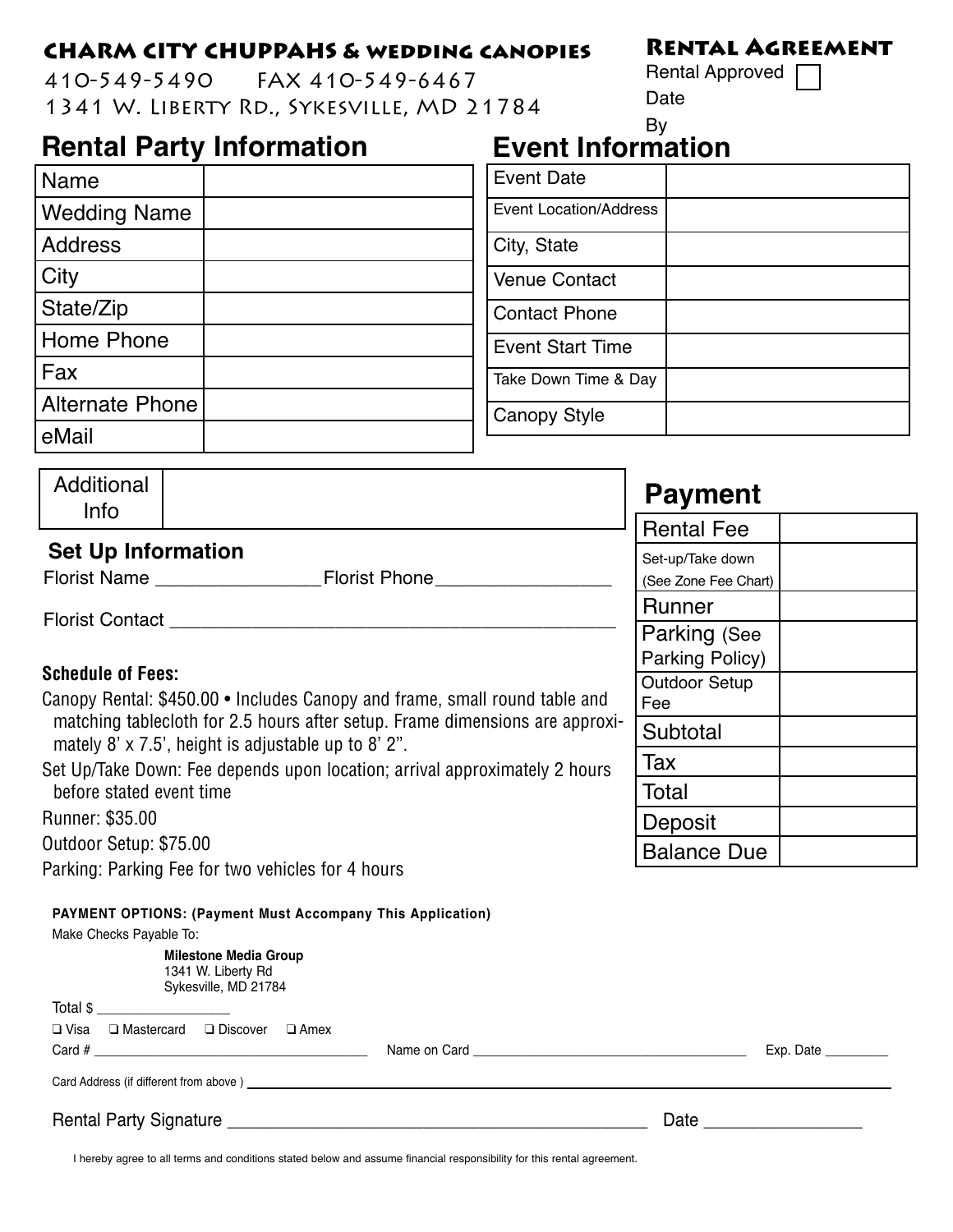# CHARM CITY CHUPPAHS & WEDDING CANOPIES

410-549-5490 FAX 410-549-6467

1341 W. Liberty Rd., Sykesville, MD 21784

## Rental Agreement

Rental Approved ☐

Date

By

## Rental Party Information

| Name | |
|---|---|
| Wedding Name | |
| Address | |
| City | |
| State/Zip | |
| Home Phone | |
| Fax | |
| Alternate Phone | |
| eMail | |

## Event Information

| Event Date | |
|---|---|
| Event Location/Address | |
| City, State | |
| Venue Contact | |
| Contact Phone | |
| Event Start Time | |
| Take Down Time & Day | |
| Canopy Style | |

| Additional Info | |
|---|---|

### Set Up Information

Florist Name ________________ Florist Phone __________________

Florist Contact ____________________________________________

**Schedule of Fees:**

Canopy Rental: $450.00 • Includes Canopy and frame, small round table and matching tablecloth for 2.5 hours after setup. Frame dimensions are approximately 8' x 7.5', height is adjustable up to 8' 2".

Set Up/Take Down: Fee depends upon location; arrival approximately 2 hours before stated event time

Runner: $35.00

Outdoor Setup: $75.00

Parking: Parking Fee for two vehicles for 4 hours

## Payment

| Rental Fee | |
|---|---|
| Set-up/Take down (See Zone Fee Chart) | |
| Runner | |
| Parking (See Parking Policy) | |
| Outdoor Setup Fee | |
| Subtotal | |
| Tax | |
| Total | |
| Deposit | |
| Balance Due | |

**PAYMENT OPTIONS: (Payment Must Accompany This Application)**

Make Checks Payable To:

**Milestone Media Group**
1341 W. Liberty Rd
Sykesville, MD 21784

Total $ _________________

❑ Visa ❑ Mastercard ❑ Discover ❑ Amex

Card # ______________________________ Name on Card ______________________________ Exp. Date _________

Card Address (if different from above) ____________________________________________

Rental Party Signature ____________________________________________ Date _________________

I hereby agree to all terms and conditions stated below and assume financial responsibility for this rental agreement.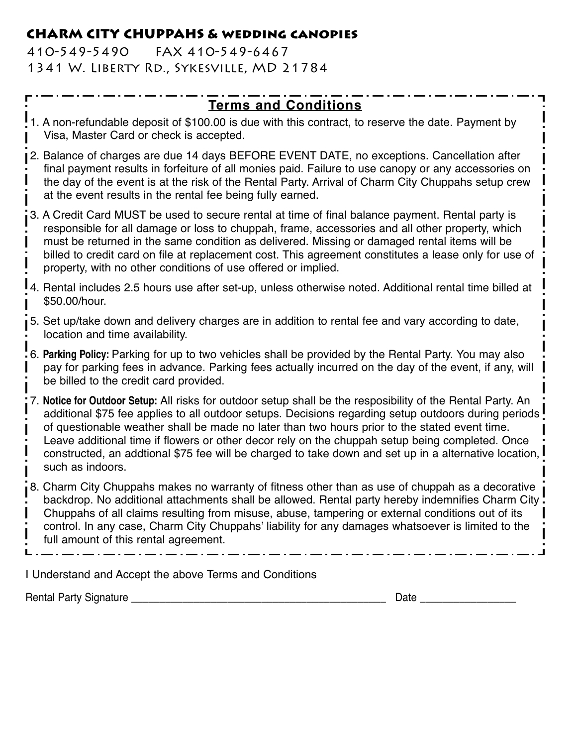**CHARM CITY CHUPPAHS & WEDDING CANOPIES**

410-549-5490 FAX 410-549-6467

1341 W. Liberty Rd., Sykesville, MD 21784

## Terms and Conditions

1. A non-refundable deposit of $100.00 is due with this contract, to reserve the date. Payment by Visa, Master Card or check is accepted.
2. Balance of charges are due 14 days BEFORE EVENT DATE, no exceptions. Cancellation after final payment results in forfeiture of all monies paid. Failure to use canopy or any accessories on the day of the event is at the risk of the Rental Party. Arrival of Charm City Chuppahs setup crew at the event results in the rental fee being fully earned.
3. A Credit Card MUST be used to secure rental at time of final balance payment. Rental party is responsible for all damage or loss to chuppah, frame, accessories and all other property, which must be returned in the same condition as delivered. Missing or damaged rental items will be billed to credit card on file at replacement cost. This agreement constitutes a lease only for use of property, with no other conditions of use offered or implied.
4. Rental includes 2.5 hours use after set-up, unless otherwise noted. Additional rental time billed at $50.00/hour.
5. Set up/take down and delivery charges are in addition to rental fee and vary according to date, location and time availability.
6. **Parking Policy:** Parking for up to two vehicles shall be provided by the Rental Party. You may also pay for parking fees in advance. Parking fees actually incurred on the day of the event, if any, will be billed to the credit card provided.
7. **Notice for Outdoor Setup:** All risks for outdoor setup shall be the resposibility of the Rental Party. An additional $75 fee applies to all outdoor setups. Decisions regarding setup outdoors during periods of questionable weather shall be made no later than two hours prior to the stated event time. Leave additional time if flowers or other decor rely on the chuppah setup being completed. Once constructed, an addtional $75 fee will be charged to take down and set up in a alternative location, such as indoors.
8. Charm City Chuppahs makes no warranty of fitness other than as use of chuppah as a decorative backdrop. No additional attachments shall be allowed. Rental party hereby indemnifies Charm City Chuppahs of all claims resulting from misuse, abuse, tampering or external conditions out of its control. In any case, Charm City Chuppahs' liability for any damages whatsoever is limited to the full amount of this rental agreement.

I Understand and Accept the above Terms and Conditions

Rental Party Signature ______________________________________________ Date ________________